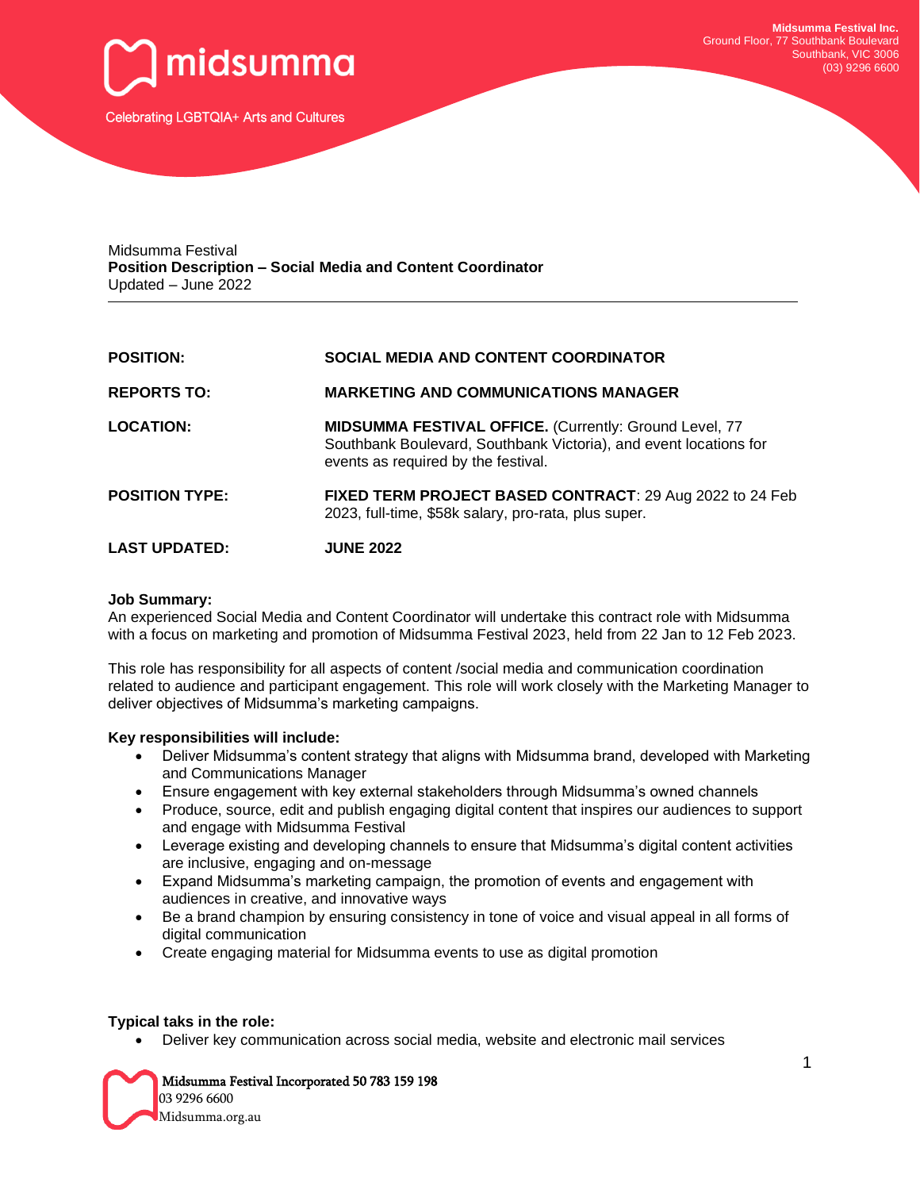Midsumma Festival Inc.
Ground Floor, 77 Southbank Boulevard
Southbank, VIC 3006
(03) 9296 6600

midsumma

Celebrating LGBTQIA+ Arts and Cultures

Midsumma Festival
**Position Description – Social Media and Content Coordinator**
Updated – June 2022

---

| | |
|---|---|
| **POSITION:** | **SOCIAL MEDIA AND CONTENT COORDINATOR** |
| **REPORTS TO:** | **MARKETING AND COMMUNICATIONS MANAGER** |
| **LOCATION:** | **MIDSUMMA FESTIVAL OFFICE.** (Currently: Ground Level, 77 Southbank Boulevard, Southbank Victoria), and event locations for events as required by the festival. |
| **POSITION TYPE:** | **FIXED TERM PROJECT BASED CONTRACT**: 29 Aug 2022 to 24 Feb 2023, full-time, $58k salary, pro-rata, plus super. |
| **LAST UPDATED:** | **JUNE 2022** |

**Job Summary:**
An experienced Social Media and Content Coordinator will undertake this contract role with Midsumma with a focus on marketing and promotion of Midsumma Festival 2023, held from 22 Jan to 12 Feb 2023.

This role has responsibility for all aspects of content /social media and communication coordination related to audience and participant engagement. This role will work closely with the Marketing Manager to deliver objectives of Midsumma's marketing campaigns.

**Key responsibilities will include:**

- Deliver Midsumma's content strategy that aligns with Midsumma brand, developed with Marketing and Communications Manager
- Ensure engagement with key external stakeholders through Midsumma's owned channels
- Produce, source, edit and publish engaging digital content that inspires our audiences to support and engage with Midsumma Festival
- Leverage existing and developing channels to ensure that Midsumma's digital content activities are inclusive, engaging and on-message
- Expand Midsumma's marketing campaign, the promotion of events and engagement with audiences in creative, and innovative ways
- Be a brand champion by ensuring consistency in tone of voice and visual appeal in all forms of digital communication
- Create engaging material for Midsumma events to use as digital promotion

**Typical taks in the role:**

- Deliver key communication across social media, website and electronic mail services

Midsumma Festival Incorporated 50 783 159 198
03 9296 6600
Midsumma.org.au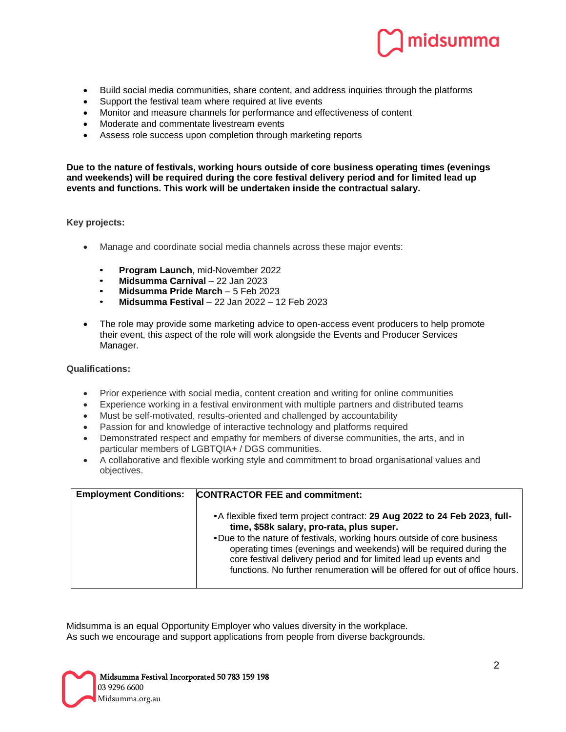- Build social media communities, share content, and address inquiries through the platforms
- Support the festival team where required at live events
- Monitor and measure channels for performance and effectiveness of content
- Moderate and commentate livestream events
- Assess role success upon completion through marketing reports

**Due to the nature of festivals, working hours outside of core business operating times (evenings and weekends) will be required during the core festival delivery period and for limited lead up events and functions. This work will be undertaken inside the contractual salary.**

**Key projects:**

- Manage and coordinate social media channels across these major events:
  - **Program Launch**, mid-November 2022
  - **Midsumma Carnival** – 22 Jan 2023
  - **Midsumma Pride March** – 5 Feb 2023
  - **Midsumma Festival** – 22 Jan 2022 – 12 Feb 2023
- The role may provide some marketing advice to open-access event producers to help promote their event, this aspect of the role will work alongside the Events and Producer Services Manager.

**Qualifications:**

- Prior experience with social media, content creation and writing for online communities
- Experience working in a festival environment with multiple partners and distributed teams
- Must be self-motivated, results-oriented and challenged by accountability
- Passion for and knowledge of interactive technology and platforms required
- Demonstrated respect and empathy for members of diverse communities, the arts, and in particular members of LGBTQIA+ / DGS communities.
- A collaborative and flexible working style and commitment to broad organisational values and objectives.

| **Employment Conditions:** | **CONTRACTOR FEE and commitment:** <br> • A flexible fixed term project contract: **29 Aug 2022 to 24 Feb 2023, full-time, $58k salary, pro-rata, plus super.** <br> • Due to the nature of festivals, working hours outside of core business operating times (evenings and weekends) will be required during the core festival delivery period and for limited lead up events and functions. No further renumeration will be offered for out of office hours. |
|---|---|

Midsumma is an equal Opportunity Employer who values diversity in the workplace.
As such we encourage and support applications from people from diverse backgrounds.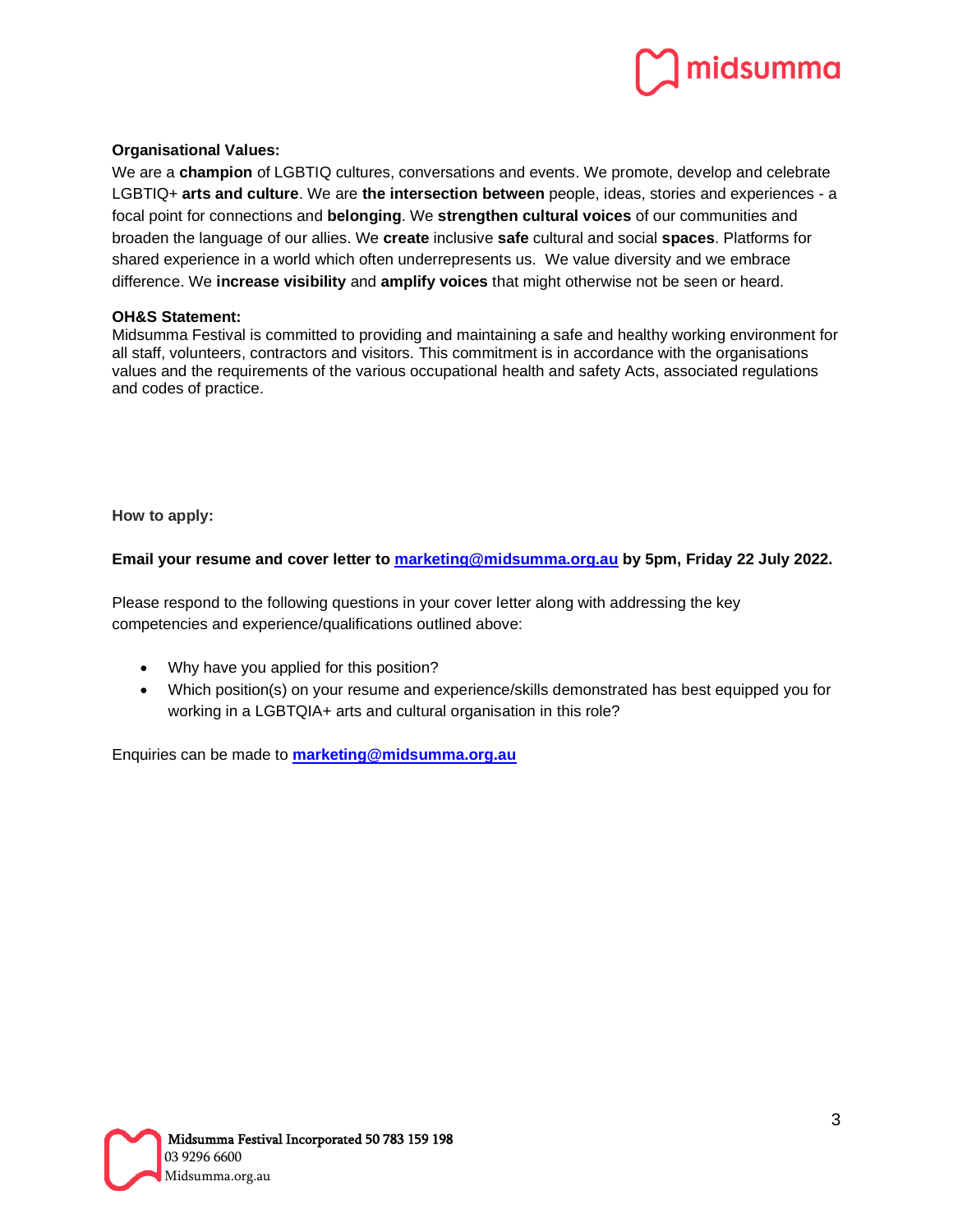**Organisational Values:**

We are a **champion** of LGBTIQ cultures, conversations and events. We promote, develop and celebrate LGBTIQ+ **arts and culture**. We are **the intersection between** people, ideas, stories and experiences - a focal point for connections and **belonging**. We **strengthen cultural voices** of our communities and broaden the language of our allies. We **create** inclusive **safe** cultural and social **spaces**. Platforms for shared experience in a world which often underrepresents us. We value diversity and we embrace difference. We **increase visibility** and **amplify voices** that might otherwise not be seen or heard.

**OH&S Statement:**

Midsumma Festival is committed to providing and maintaining a safe and healthy working environment for all staff, volunteers, contractors and visitors. This commitment is in accordance with the organisations values and the requirements of the various occupational health and safety Acts, associated regulations and codes of practice.

**How to apply:**

**Email your resume and cover letter to marketing@midsumma.org.au by 5pm, Friday 22 July 2022.**

Please respond to the following questions in your cover letter along with addressing the key competencies and experience/qualifications outlined above:

- Why have you applied for this position?
- Which position(s) on your resume and experience/skills demonstrated has best equipped you for working in a LGBTQIA+ arts and cultural organisation in this role?

Enquiries can be made to **marketing@midsumma.org.au**

Midsumma Festival Incorporated 50 783 159 198
03 9296 6600
Midsumma.org.au